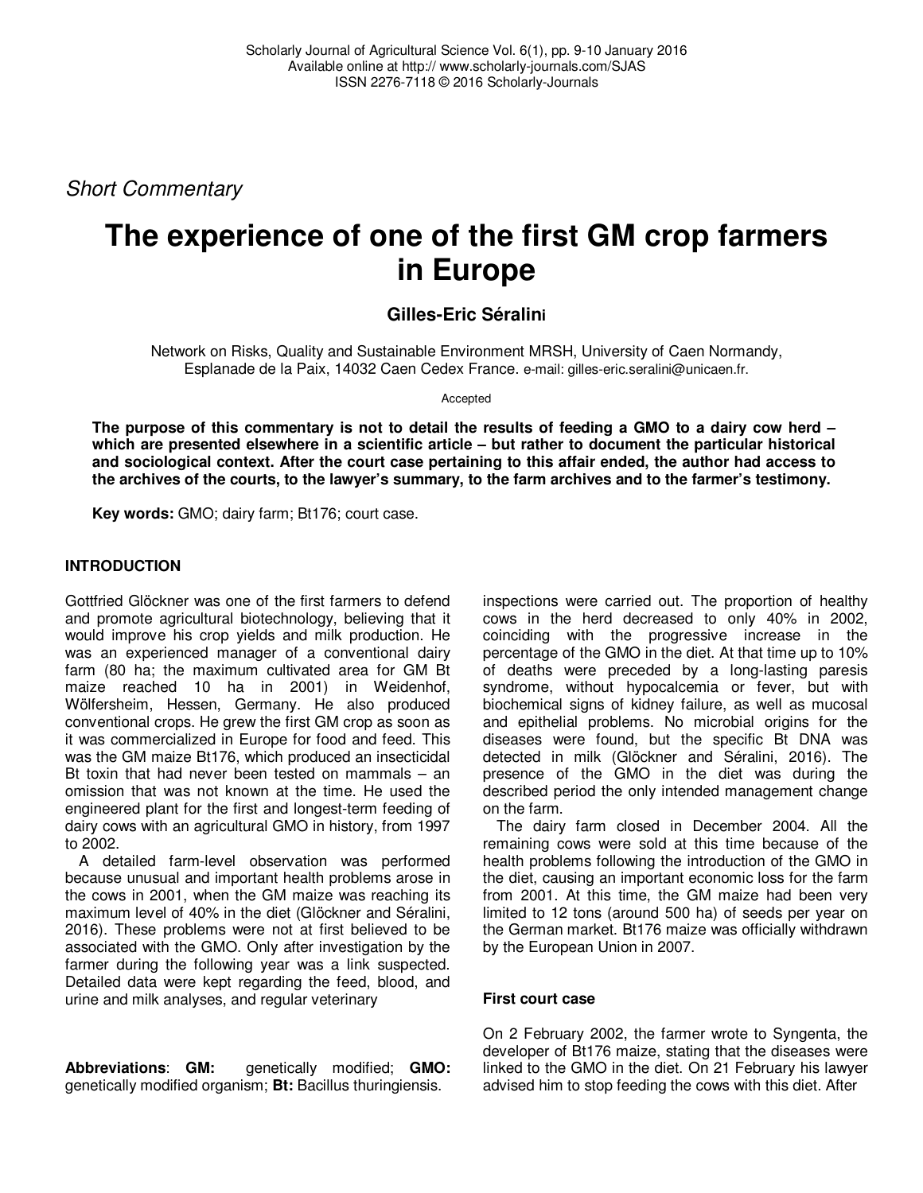*Short Commentary*

# The experience of one of the first GM crop farmers in Europe

**Gilles-Eric Séralini**

Network on Risks, Quality and Sustainable Environment MRSH, University of Caen Normandy, Esplanade de la Paix, 14032 Caen Cedex France. e-mail: gilles-eric.seralini@unicaen.fr.

Accepted

**The purpose of this commentary is not to detail the results of feeding a GMO to a dairy cow herd – which are presented elsewhere in a scientific article – but rather to document the particular historical and sociological context. After the court case pertaining to this affair ended, the author had access to the archives of the courts, to the lawyer's summary, to the farm archives and to the farmer's testimony.**

**Key words:** GMO; dairy farm; Bt176; court case.

## INTRODUCTION

Gottfried Glöckner was one of the first farmers to defend and promote agricultural biotechnology, believing that it would improve his crop yields and milk production. He was an experienced manager of a conventional dairy farm (80 ha; the maximum cultivated area for GM Bt maize reached 10 ha in 2001) in Weidenhof, Wölfersheim, Hessen, Germany. He also produced conventional crops. He grew the first GM crop as soon as it was commercialized in Europe for food and feed. This was the GM maize Bt176, which produced an insecticidal Bt toxin that had never been tested on mammals – an omission that was not known at the time. He used the engineered plant for the first and longest-term feeding of dairy cows with an agricultural GMO in history, from 1997 to 2002.

A detailed farm-level observation was performed because unusual and important health problems arose in the cows in 2001, when the GM maize was reaching its maximum level of 40% in the diet (Glöckner and Séralini, 2016). These problems were not at first believed to be associated with the GMO. Only after investigation by the farmer during the following year was a link suspected. Detailed data were kept regarding the feed, blood, and urine and milk analyses, and regular veterinary inspections were carried out. The proportion of healthy cows in the herd decreased to only 40% in 2002, coinciding with the progressive increase in the percentage of the GMO in the diet. At that time up to 10% of deaths were preceded by a long-lasting paresis syndrome, without hypocalcemia or fever, but with biochemical signs of kidney failure, as well as mucosal and epithelial problems. No microbial origins for the diseases were found, but the specific Bt DNA was detected in milk (Glöckner and Séralini, 2016). The presence of the GMO in the diet was during the described period the only intended management change on the farm.

The dairy farm closed in December 2004. All the remaining cows were sold at this time because of the health problems following the introduction of the GMO in the diet, causing an important economic loss for the farm from 2001. At this time, the GM maize had been very limited to 12 tons (around 500 ha) of seeds per year on the German market. Bt176 maize was officially withdrawn by the European Union in 2007.

### First court case

On 2 February 2002, the farmer wrote to Syngenta, the developer of Bt176 maize, stating that the diseases were linked to the GMO in the diet. On 21 February his lawyer advised him to stop feeding the cows with this diet. After

**Abbreviations**: **GM:** genetically modified; **GMO:** genetically modified organism; **Bt:** Bacillus thuringiensis.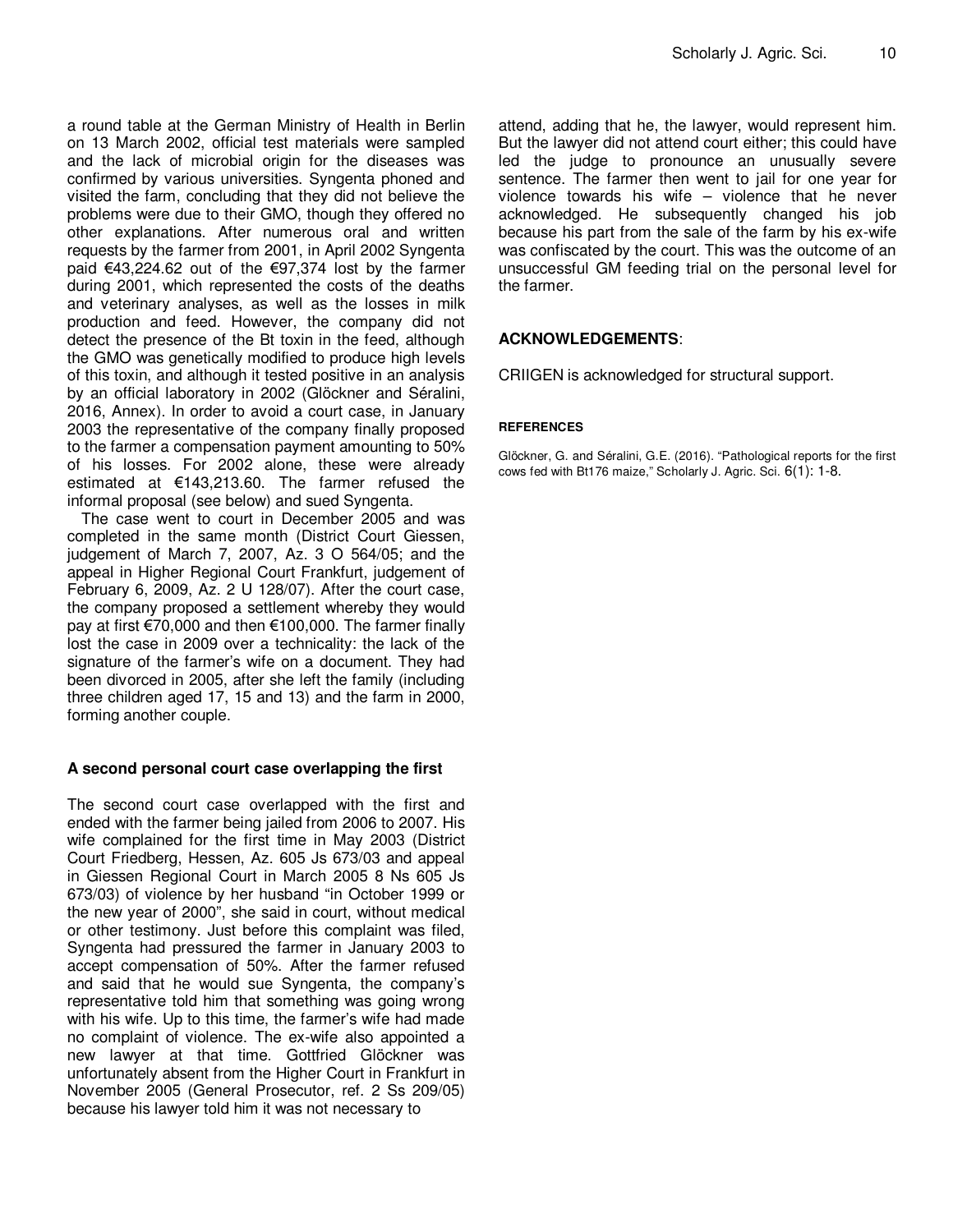a round table at the German Ministry of Health in Berlin on 13 March 2002, official test materials were sampled and the lack of microbial origin for the diseases was confirmed by various universities. Syngenta phoned and visited the farm, concluding that they did not believe the problems were due to their GMO, though they offered no other explanations. After numerous oral and written requests by the farmer from 2001, in April 2002 Syngenta paid €43,224.62 out of the €97,374 lost by the farmer during 2001, which represented the costs of the deaths and veterinary analyses, as well as the losses in milk production and feed. However, the company did not detect the presence of the Bt toxin in the feed, although the GMO was genetically modified to produce high levels of this toxin, and although it tested positive in an analysis by an official laboratory in 2002 (Glöckner and Séralini, 2016, Annex). In order to avoid a court case, in January 2003 the representative of the company finally proposed to the farmer a compensation payment amounting to 50% of his losses. For 2002 alone, these were already estimated at €143,213.60. The farmer refused the informal proposal (see below) and sued Syngenta.

The case went to court in December 2005 and was completed in the same month (District Court Giessen, judgement of March 7, 2007, Az. 3 O 564/05; and the appeal in Higher Regional Court Frankfurt, judgement of February 6, 2009, Az. 2 U 128/07). After the court case, the company proposed a settlement whereby they would pay at first €70,000 and then €100,000. The farmer finally lost the case in 2009 over a technicality: the lack of the signature of the farmer's wife on a document. They had been divorced in 2005, after she left the family (including three children aged 17, 15 and 13) and the farm in 2000, forming another couple.

### A second personal court case overlapping the first

The second court case overlapped with the first and ended with the farmer being jailed from 2006 to 2007. His wife complained for the first time in May 2003 (District Court Friedberg, Hessen, Az. 605 Js 673/03 and appeal in Giessen Regional Court in March 2005 8 Ns 605 Js 673/03) of violence by her husband "in October 1999 or the new year of 2000", she said in court, without medical or other testimony. Just before this complaint was filed, Syngenta had pressured the farmer in January 2003 to accept compensation of 50%. After the farmer refused and said that he would sue Syngenta, the company's representative told him that something was going wrong with his wife. Up to this time, the farmer's wife had made no complaint of violence. The ex-wife also appointed a new lawyer at that time. Gottfried Glöckner was unfortunately absent from the Higher Court in Frankfurt in November 2005 (General Prosecutor, ref. 2 Ss 209/05) because his lawyer told him it was not necessary to attend, adding that he, the lawyer, would represent him. But the lawyer did not attend court either; this could have led the judge to pronounce an unusually severe sentence. The farmer then went to jail for one year for violence towards his wife – violence that he never acknowledged. He subsequently changed his job because his part from the sale of the farm by his ex-wife was confiscated by the court. This was the outcome of an unsuccessful GM feeding trial on the personal level for the farmer.

### ACKNOWLEDGEMENTS:

CRIIGEN is acknowledged for structural support.

#### REFERENCES

Glöckner, G. and Séralini, G.E. (2016). "Pathological reports for the first cows fed with Bt176 maize," Scholarly J. Agric. Sci. 6(1): 1-8.